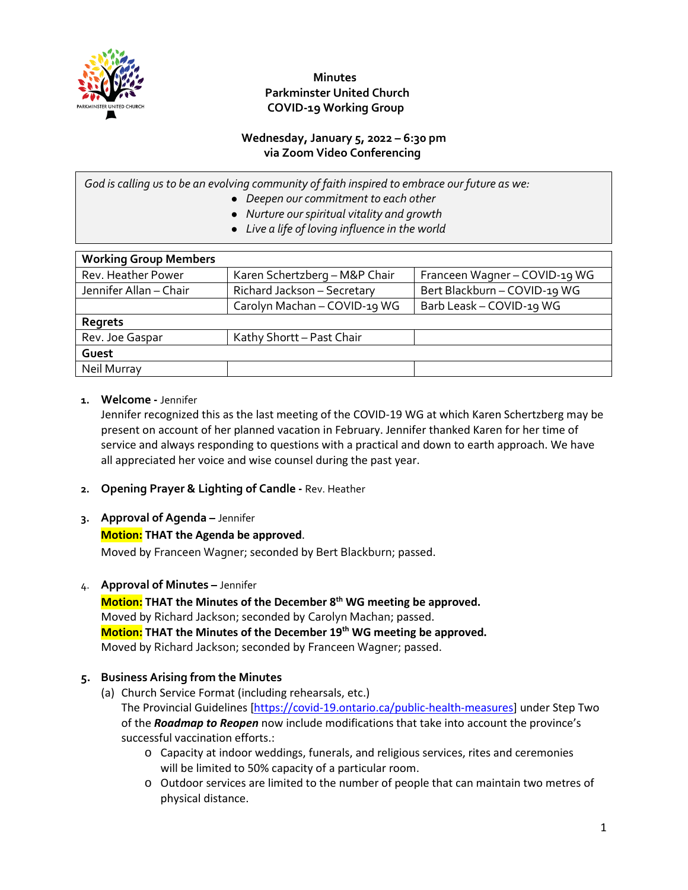**Minutes**
**Parkminster United Church**
**COVID-19 Working Group**

**Wednesday, January 5, 2022 – 6:30 pm**
**via Zoom Video Conferencing**

*God is calling us to be an evolving community of faith inspired to embrace our future as we:*

- *Deepen our commitment to each other*
- *Nurture our spiritual vitality and growth*
- *Live a life of loving influence in the world*

| **Working Group Members** | | |
|---|---|---|
| Rev. Heather Power | Karen Schertzberg – M&P Chair | Franceen Wagner – COVID-19 WG |
| Jennifer Allan – Chair | Richard Jackson – Secretary | Bert Blackburn – COVID-19 WG |
| | Carolyn Machan – COVID-19 WG | Barb Leask – COVID-19 WG |
| **Regrets** | | |
| Rev. Joe Gaspar | Kathy Shortt – Past Chair | |
| **Guest** | | |
| Neil Murray | | |

1. **Welcome -** Jennifer
   Jennifer recognized this as the last meeting of the COVID-19 WG at which Karen Schertzberg may be present on account of her planned vacation in February. Jennifer thanked Karen for her time of service and always responding to questions with a practical and down to earth approach. We have all appreciated her voice and wise counsel during the past year.

2. **Opening Prayer & Lighting of Candle -** Rev. Heather

3. **Approval of Agenda –** Jennifer
   **Motion: THAT the Agenda be approved**.
   Moved by Franceen Wagner; seconded by Bert Blackburn; passed.

4. **Approval of Minutes –** Jennifer
   **Motion: THAT the Minutes of the December 8th WG meeting be approved.**
   Moved by Richard Jackson; seconded by Carolyn Machan; passed.
   **Motion: THAT the Minutes of the December 19th WG meeting be approved.**
   Moved by Richard Jackson; seconded by Franceen Wagner; passed.

5. **Business Arising from the Minutes**
   (a) Church Service Format (including rehearsals, etc.)
   The Provincial Guidelines [https://covid-19.ontario.ca/public-health-measures] under Step Two of the ***Roadmap to Reopen*** now include modifications that take into account the province's successful vaccination efforts.:
   - Capacity at indoor weddings, funerals, and religious services, rites and ceremonies will be limited to 50% capacity of a particular room.
   - Outdoor services are limited to the number of people that can maintain two metres of physical distance.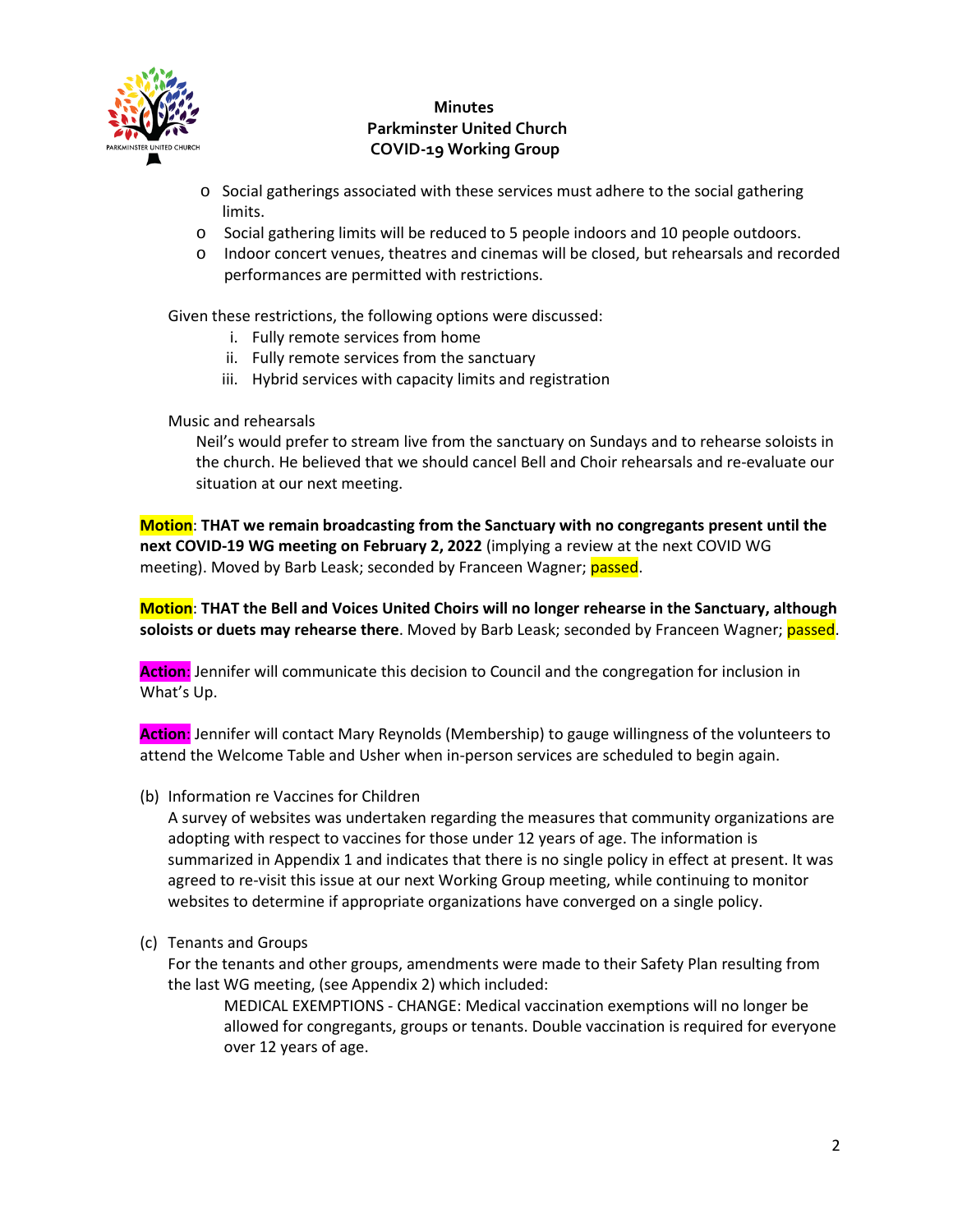- Social gatherings associated with these services must adhere to the social gathering limits.
- Social gathering limits will be reduced to 5 people indoors and 10 people outdoors.
- Indoor concert venues, theatres and cinemas will be closed, but rehearsals and recorded performances are permitted with restrictions.

Given these restrictions, the following options were discussed:

i. Fully remote services from home
ii. Fully remote services from the sanctuary
iii. Hybrid services with capacity limits and registration

Music and rehearsals

Neil's would prefer to stream live from the sanctuary on Sundays and to rehearse soloists in the church. He believed that we should cancel Bell and Choir rehearsals and re-evaluate our situation at our next meeting.

**Motion**: **THAT we remain broadcasting from the Sanctuary with no congregants present until the next COVID-19 WG meeting on February 2, 2022** (implying a review at the next COVID WG meeting). Moved by Barb Leask; seconded by Franceen Wagner; passed.

**Motion**: **THAT the Bell and Voices United Choirs will no longer rehearse in the Sanctuary, although soloists or duets may rehearse there**. Moved by Barb Leask; seconded by Franceen Wagner; passed.

**Action**: Jennifer will communicate this decision to Council and the congregation for inclusion in What's Up.

**Action**: Jennifer will contact Mary Reynolds (Membership) to gauge willingness of the volunteers to attend the Welcome Table and Usher when in-person services are scheduled to begin again.

(b) Information re Vaccines for Children

A survey of websites was undertaken regarding the measures that community organizations are adopting with respect to vaccines for those under 12 years of age. The information is summarized in Appendix 1 and indicates that there is no single policy in effect at present. It was agreed to re-visit this issue at our next Working Group meeting, while continuing to monitor websites to determine if appropriate organizations have converged on a single policy.

(c) Tenants and Groups

For the tenants and other groups, amendments were made to their Safety Plan resulting from the last WG meeting, (see Appendix 2) which included:

MEDICAL EXEMPTIONS - CHANGE: Medical vaccination exemptions will no longer be allowed for congregants, groups or tenants. Double vaccination is required for everyone over 12 years of age.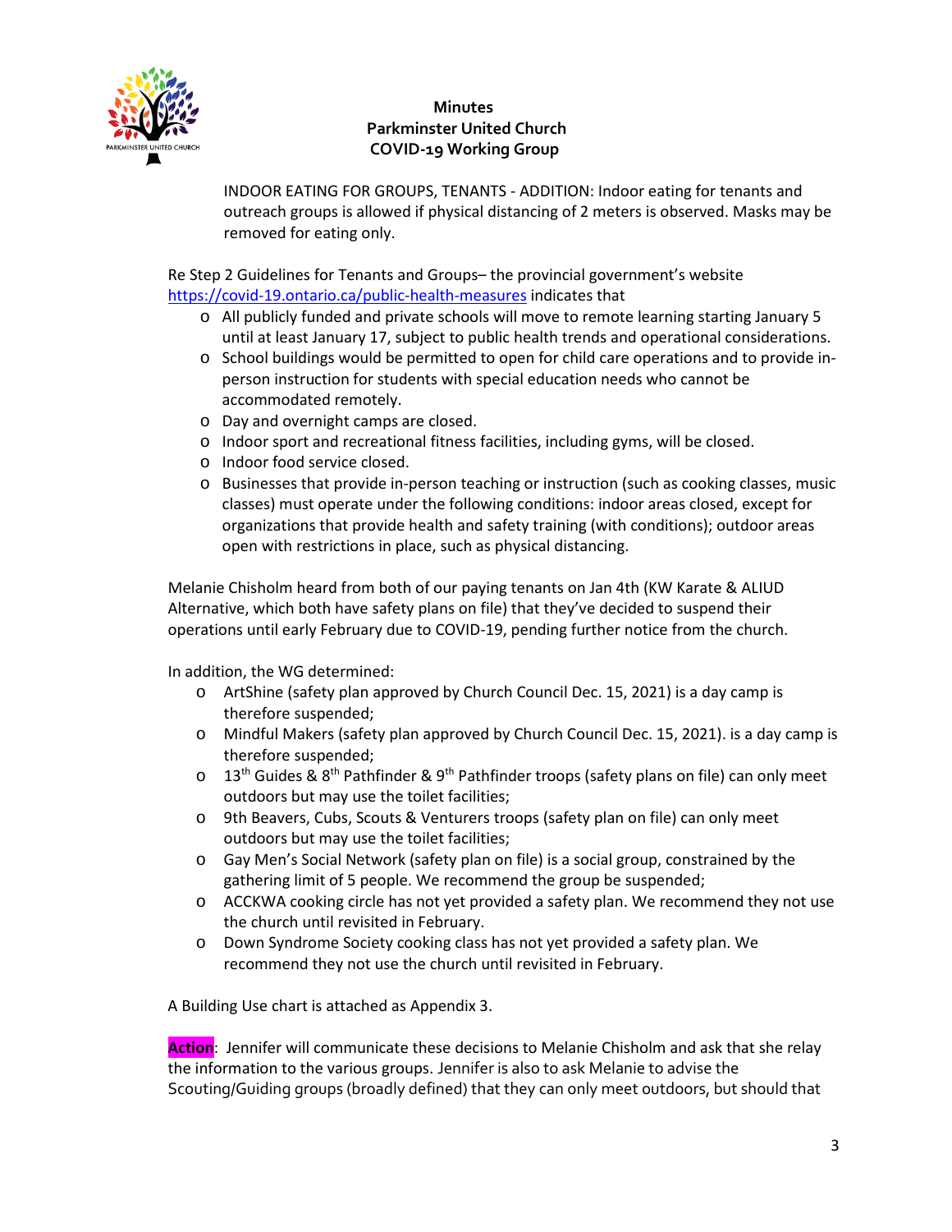**Minutes**
**Parkminster United Church**
**COVID-19 Working Group**

INDOOR EATING FOR GROUPS, TENANTS - ADDITION: Indoor eating for tenants and outreach groups is allowed if physical distancing of 2 meters is observed. Masks may be removed for eating only.

Re Step 2 Guidelines for Tenants and Groups– the provincial government's website https://covid-19.ontario.ca/public-health-measures indicates that

- All publicly funded and private schools will move to remote learning starting January 5 until at least January 17, subject to public health trends and operational considerations.
- School buildings would be permitted to open for child care operations and to provide in-person instruction for students with special education needs who cannot be accommodated remotely.
- Day and overnight camps are closed.
- Indoor sport and recreational fitness facilities, including gyms, will be closed.
- Indoor food service closed.
- Businesses that provide in-person teaching or instruction (such as cooking classes, music classes) must operate under the following conditions: indoor areas closed, except for organizations that provide health and safety training (with conditions); outdoor areas open with restrictions in place, such as physical distancing.

Melanie Chisholm heard from both of our paying tenants on Jan 4th (KW Karate & ALIUD Alternative, which both have safety plans on file) that they've decided to suspend their operations until early February due to COVID-19, pending further notice from the church.

In addition, the WG determined:

- ArtShine (safety plan approved by Church Council Dec. 15, 2021) is a day camp is therefore suspended;
- Mindful Makers (safety plan approved by Church Council Dec. 15, 2021). is a day camp is therefore suspended;
- 13th Guides & 8th Pathfinder & 9th Pathfinder troops (safety plans on file) can only meet outdoors but may use the toilet facilities;
- 9th Beavers, Cubs, Scouts & Venturers troops (safety plan on file) can only meet outdoors but may use the toilet facilities;
- Gay Men's Social Network (safety plan on file) is a social group, constrained by the gathering limit of 5 people. We recommend the group be suspended;
- ACCKWA cooking circle has not yet provided a safety plan. We recommend they not use the church until revisited in February.
- Down Syndrome Society cooking class has not yet provided a safety plan. We recommend they not use the church until revisited in February.

A Building Use chart is attached as Appendix 3.

**Action**: Jennifer will communicate these decisions to Melanie Chisholm and ask that she relay the information to the various groups. Jennifer is also to ask Melanie to advise the Scouting/Guiding groups (broadly defined) that they can only meet outdoors, but should that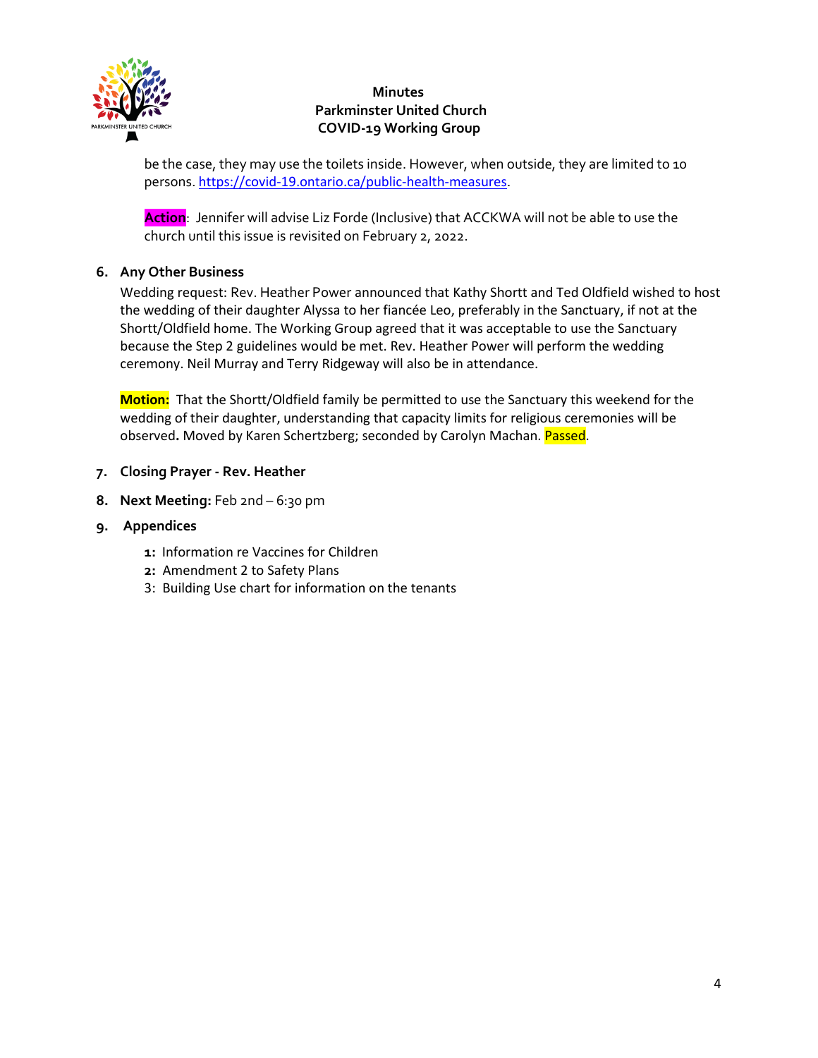be the case, they may use the toilets inside. However, when outside, they are limited to 10 persons. https://covid-19.ontario.ca/public-health-measures.

**Action**: Jennifer will advise Liz Forde (Inclusive) that ACCKWA will not be able to use the church until this issue is revisited on February 2, 2022.

6. **Any Other Business**

   Wedding request: Rev. Heather Power announced that Kathy Shortt and Ted Oldfield wished to host the wedding of their daughter Alyssa to her fiancée Leo, preferably in the Sanctuary, if not at the Shortt/Oldfield home. The Working Group agreed that it was acceptable to use the Sanctuary because the Step 2 guidelines would be met. Rev. Heather Power will perform the wedding ceremony. Neil Murray and Terry Ridgeway will also be in attendance.

   **Motion:** That the Shortt/Oldfield family be permitted to use the Sanctuary this weekend for the wedding of their daughter, understanding that capacity limits for religious ceremonies will be observed**.** Moved by Karen Schertzberg; seconded by Carolyn Machan. Passed.

7. **Closing Prayer - Rev. Heather**

8. **Next Meeting:** Feb 2nd – 6:30 pm

9. **Appendices**

   **1:** Information re Vaccines for Children
   **2:** Amendment 2 to Safety Plans
   3: Building Use chart for information on the tenants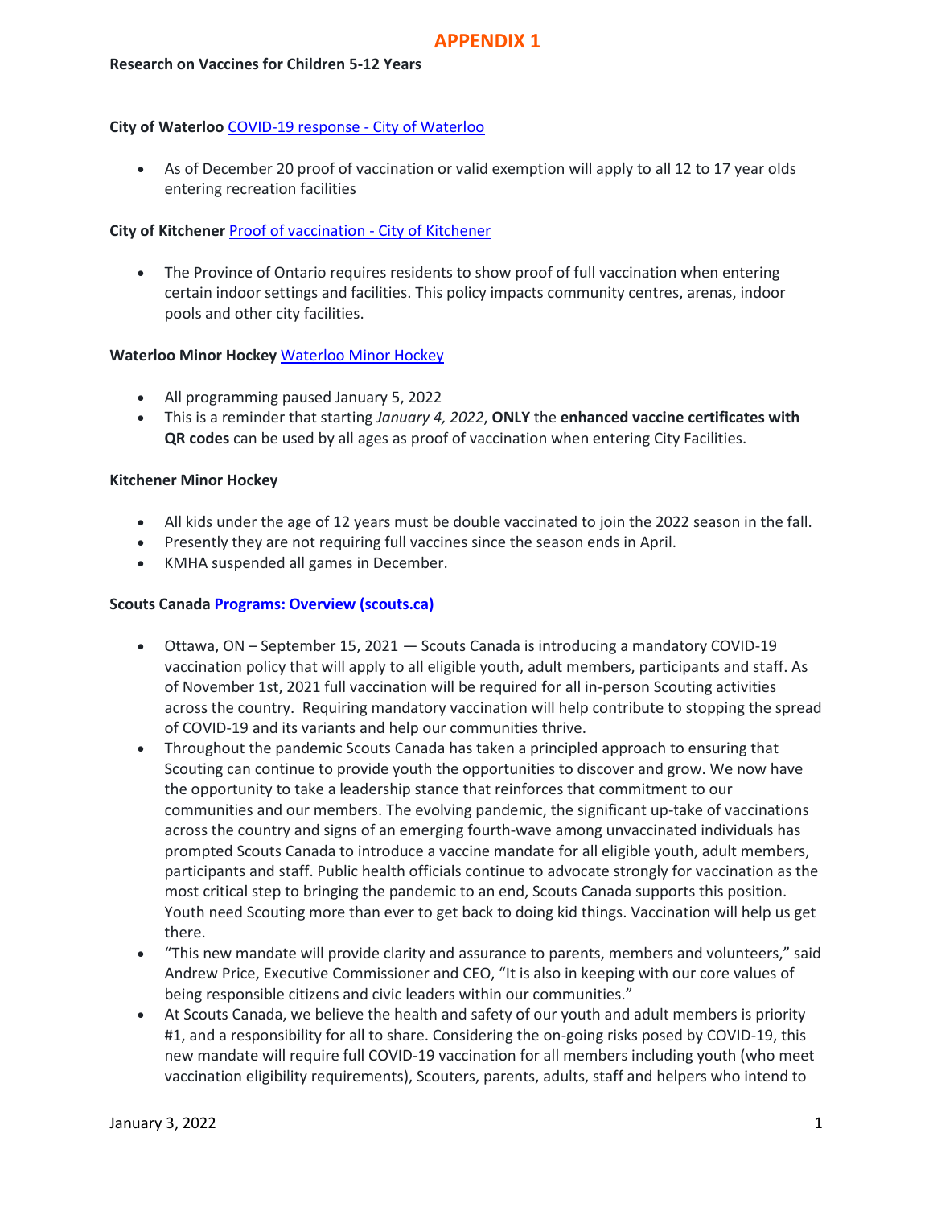# APPENDIX 1

**Research on Vaccines for Children 5-12 Years**

**City of Waterloo** [COVID-19 response - City of Waterloo]

- As of December 20 proof of vaccination or valid exemption will apply to all 12 to 17 year olds entering recreation facilities

**City of Kitchener** [Proof of vaccination - City of Kitchener]

- The Province of Ontario requires residents to show proof of full vaccination when entering certain indoor settings and facilities. This policy impacts community centres, arenas, indoor pools and other city facilities.

**Waterloo Minor Hockey** [Waterloo Minor Hockey]

- All programming paused January 5, 2022
- This is a reminder that starting *January 4, 2022*, **ONLY** the **enhanced vaccine certificates with QR codes** can be used by all ages as proof of vaccination when entering City Facilities.

**Kitchener Minor Hockey**

- All kids under the age of 12 years must be double vaccinated to join the 2022 season in the fall.
- Presently they are not requiring full vaccines since the season ends in April.
- KMHA suspended all games in December.

**Scouts Canada** **[Programs: Overview (scouts.ca)]**

- Ottawa, ON – September 15, 2021 — Scouts Canada is introducing a mandatory COVID-19 vaccination policy that will apply to all eligible youth, adult members, participants and staff. As of November 1st, 2021 full vaccination will be required for all in-person Scouting activities across the country. Requiring mandatory vaccination will help contribute to stopping the spread of COVID-19 and its variants and help our communities thrive.
- Throughout the pandemic Scouts Canada has taken a principled approach to ensuring that Scouting can continue to provide youth the opportunities to discover and grow. We now have the opportunity to take a leadership stance that reinforces that commitment to our communities and our members. The evolving pandemic, the significant up-take of vaccinations across the country and signs of an emerging fourth-wave among unvaccinated individuals has prompted Scouts Canada to introduce a vaccine mandate for all eligible youth, adult members, participants and staff. Public health officials continue to advocate strongly for vaccination as the most critical step to bringing the pandemic to an end, Scouts Canada supports this position. Youth need Scouting more than ever to get back to doing kid things. Vaccination will help us get there.
- "This new mandate will provide clarity and assurance to parents, members and volunteers," said Andrew Price, Executive Commissioner and CEO, "It is also in keeping with our core values of being responsible citizens and civic leaders within our communities."
- At Scouts Canada, we believe the health and safety of our youth and adult members is priority #1, and a responsibility for all to share. Considering the on-going risks posed by COVID-19, this new mandate will require full COVID-19 vaccination for all members including youth (who meet vaccination eligibility requirements), Scouters, parents, adults, staff and helpers who intend to

January 3, 2022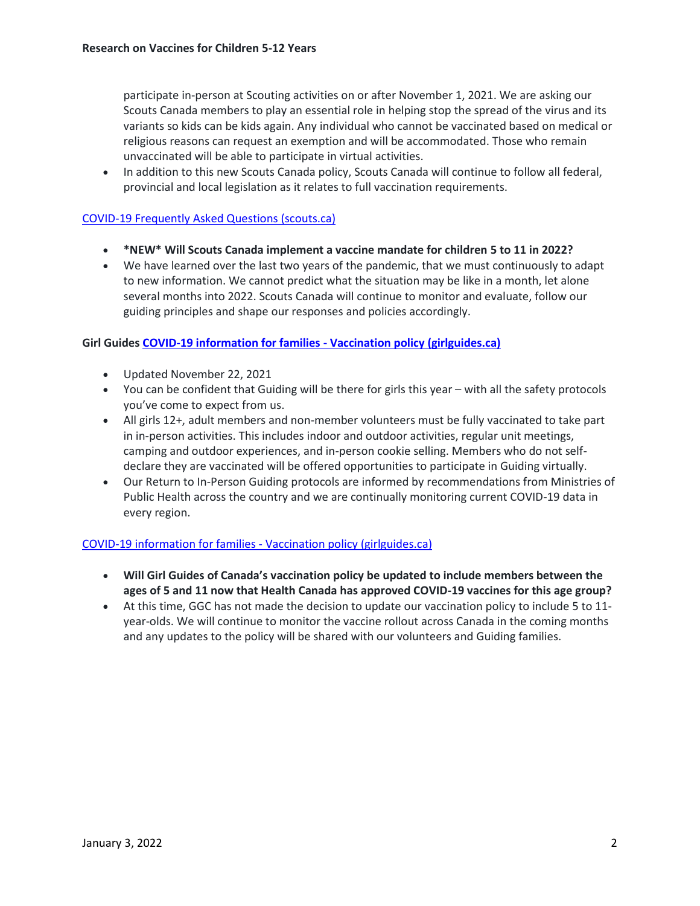participate in-person at Scouting activities on or after November 1, 2021. We are asking our Scouts Canada members to play an essential role in helping stop the spread of the virus and its variants so kids can be kids again. Any individual who cannot be vaccinated based on medical or religious reasons can request an exemption and will be accommodated. Those who remain unvaccinated will be able to participate in virtual activities.

- In addition to this new Scouts Canada policy, Scouts Canada will continue to follow all federal, provincial and local legislation as it relates to full vaccination requirements.

[COVID-19 Frequently Asked Questions (scouts.ca)]

- **\*NEW\* Will Scouts Canada implement a vaccine mandate for children 5 to 11 in 2022?**
- We have learned over the last two years of the pandemic, that we must continuously to adapt to new information. We cannot predict what the situation may be like in a month, let alone several months into 2022. Scouts Canada will continue to monitor and evaluate, follow our guiding principles and shape our responses and policies accordingly.

**Girl Guides [COVID-19 information for families - Vaccination policy (girlguides.ca)]**

- Updated November 22, 2021
- You can be confident that Guiding will be there for girls this year – with all the safety protocols you've come to expect from us.
- All girls 12+, adult members and non-member volunteers must be fully vaccinated to take part in in-person activities. This includes indoor and outdoor activities, regular unit meetings, camping and outdoor experiences, and in-person cookie selling. Members who do not self-declare they are vaccinated will be offered opportunities to participate in Guiding virtually.
- Our Return to In-Person Guiding protocols are informed by recommendations from Ministries of Public Health across the country and we are continually monitoring current COVID-19 data in every region.

[COVID-19 information for families - Vaccination policy (girlguides.ca)]

- **Will Girl Guides of Canada's vaccination policy be updated to include members between the ages of 5 and 11 now that Health Canada has approved COVID-19 vaccines for this age group?**
- At this time, GGC has not made the decision to update our vaccination policy to include 5 to 11-year-olds. We will continue to monitor the vaccine rollout across Canada in the coming months and any updates to the policy will be shared with our volunteers and Guiding families.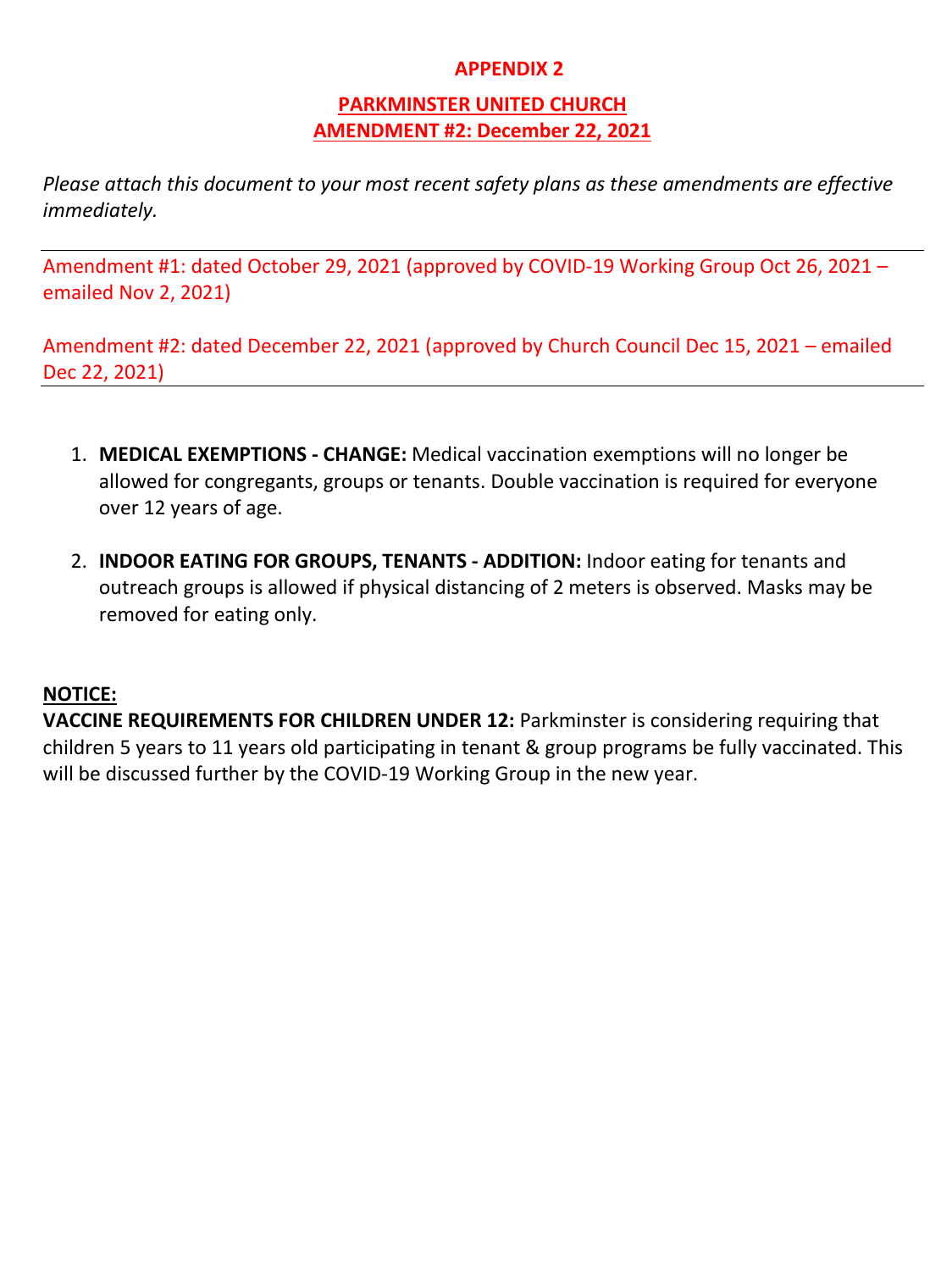# APPENDIX 2

## PARKMINSTER UNITED CHURCH
## AMENDMENT #2: December 22, 2021

*Please attach this document to your most recent safety plans as these amendments are effective immediately.*

---

Amendment #1: dated October 29, 2021 (approved by COVID-19 Working Group Oct 26, 2021 – emailed Nov 2, 2021)

Amendment #2: dated December 22, 2021 (approved by Church Council Dec 15, 2021 – emailed Dec 22, 2021)

---

1. **MEDICAL EXEMPTIONS - CHANGE:** Medical vaccination exemptions will no longer be allowed for congregants, groups or tenants. Double vaccination is required for everyone over 12 years of age.

2. **INDOOR EATING FOR GROUPS, TENANTS - ADDITION:** Indoor eating for tenants and outreach groups is allowed if physical distancing of 2 meters is observed. Masks may be removed for eating only.

**NOTICE:**

**VACCINE REQUIREMENTS FOR CHILDREN UNDER 12:** Parkminster is considering requiring that children 5 years to 11 years old participating in tenant & group programs be fully vaccinated. This will be discussed further by the COVID-19 Working Group in the new year.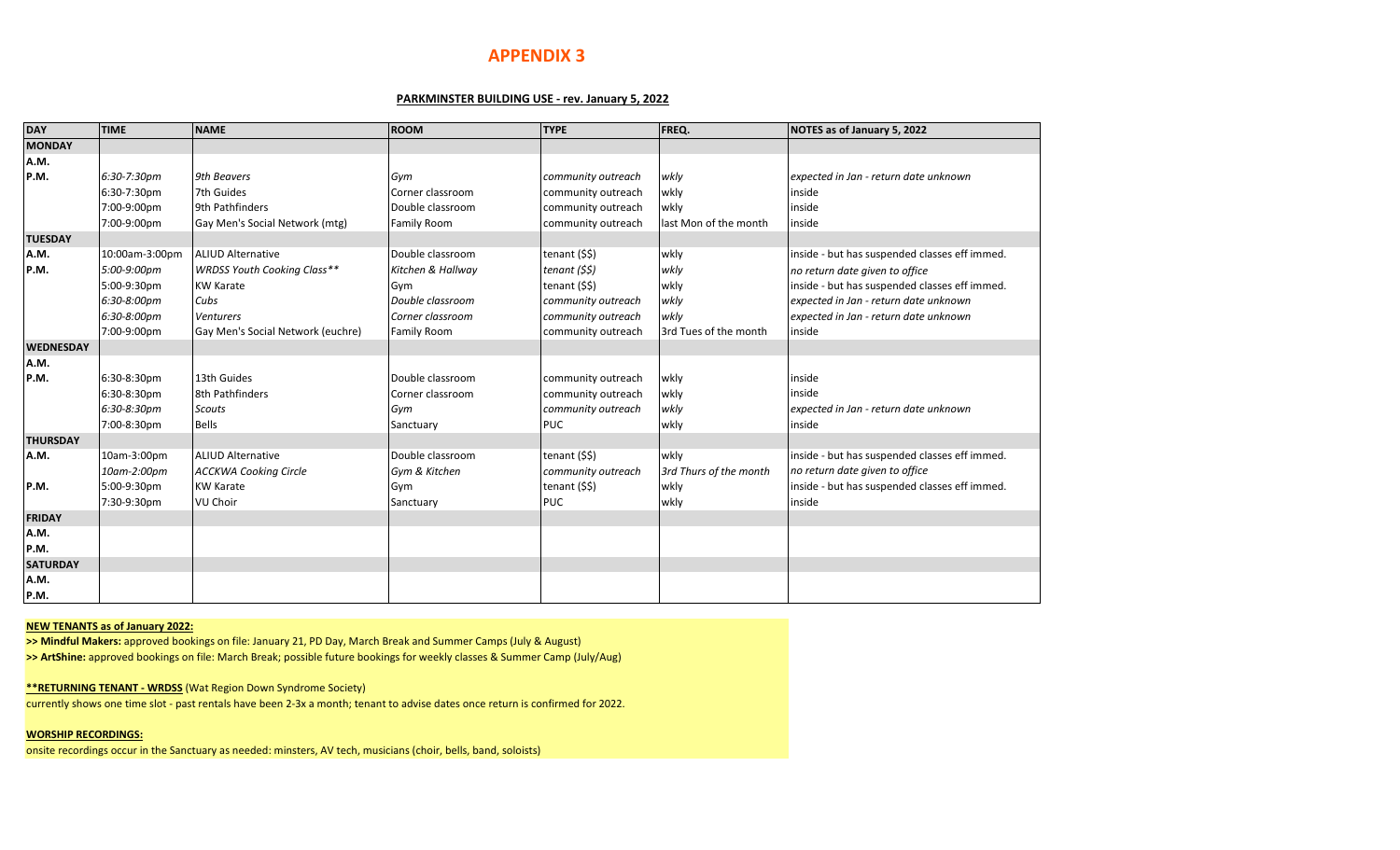# APPENDIX 3

**PARKMINSTER BUILDING USE - rev. January 5, 2022**

| DAY | TIME | NAME | ROOM | TYPE | FREQ. | NOTES as of January 5, 2022 |
|---|---|---|---|---|---|---|
| **MONDAY** | | | | | | |
| **A.M.** | | | | | | |
| **P.M.** | *6:30-7:30pm* | *9th Beavers* | *Gym* | *community outreach* | *wkly* | *expected in Jan - return date unknown* |
| | 6:30-7:30pm | 7th Guides | Corner classroom | community outreach | wkly | inside |
| | 7:00-9:00pm | 9th Pathfinders | Double classroom | community outreach | wkly | inside |
| | 7:00-9:00pm | Gay Men's Social Network (mtg) | Family Room | community outreach | last Mon of the month | inside |
| **TUESDAY** | | | | | | |
| **A.M.** | 10:00am-3:00pm | ALIUD Alternative | Double classroom | tenant ($$) | wkly | inside - but has suspended classes eff immed. |
| **P.M.** | *5:00-9:00pm* | *WRDSS Youth Cooking Class*** | *Kitchen & Hallway* | *tenant ($$)* | *wkly* | *no return date given to office* |
| | 5:00-9:30pm | KW Karate | Gym | tenant ($$) | wkly | inside - but has suspended classes eff immed. |
| | *6:30-8:00pm* | *Cubs* | *Double classroom* | *community outreach* | *wkly* | *expected in Jan - return date unknown* |
| | *6:30-8:00pm* | *Venturers* | *Corner classroom* | *community outreach* | *wkly* | *expected in Jan - return date unknown* |
| | 7:00-9:00pm | Gay Men's Social Network (euchre) | Family Room | community outreach | 3rd Tues of the month | inside |
| **WEDNESDAY** | | | | | | |
| **A.M.** | | | | | | |
| **P.M.** | 6:30-8:30pm | 13th Guides | Double classroom | community outreach | wkly | inside |
| | 6:30-8:30pm | 8th Pathfinders | Corner classroom | community outreach | wkly | inside |
| | *6:30-8:30pm* | *Scouts* | *Gym* | *community outreach* | *wkly* | *expected in Jan - return date unknown* |
| | 7:00-8:30pm | Bells | Sanctuary | PUC | wkly | inside |
| **THURSDAY** | | | | | | |
| **A.M.** | 10am-3:00pm | ALIUD Alternative | Double classroom | tenant ($$) | wkly | inside - but has suspended classes eff immed. |
| | *10am-2:00pm* | *ACCKWA Cooking Circle* | *Gym & Kitchen* | *community outreach* | *3rd Thurs of the month* | *no return date given to office* |
| **P.M.** | 5:00-9:30pm | KW Karate | Gym | tenant ($$) | wkly | inside - but has suspended classes eff immed. |
| | 7:30-9:30pm | VU Choir | Sanctuary | PUC | wkly | inside |
| **FRIDAY** | | | | | | |
| **A.M.** | | | | | | |
| **P.M.** | | | | | | |
| **SATURDAY** | | | | | | |
| **A.M.** | | | | | | |
| **P.M.** | | | | | | |

**NEW TENANTS as of January 2022:**

**>> Mindful Makers:** approved bookings on file: January 21, PD Day, March Break and Summer Camps (July & August)

**>> ArtShine:** approved bookings on file: March Break; possible future bookings for weekly classes & Summer Camp (July/Aug)

****RETURNING TENANT - WRDSS** (Wat Region Down Syndrome Society)

currently shows one time slot - past rentals have been 2-3x a month; tenant to advise dates once return is confirmed for 2022.

**WORSHIP RECORDINGS:**

onsite recordings occur in the Sanctuary as needed: minsters, AV tech, musicians (choir, bells, band, soloists)